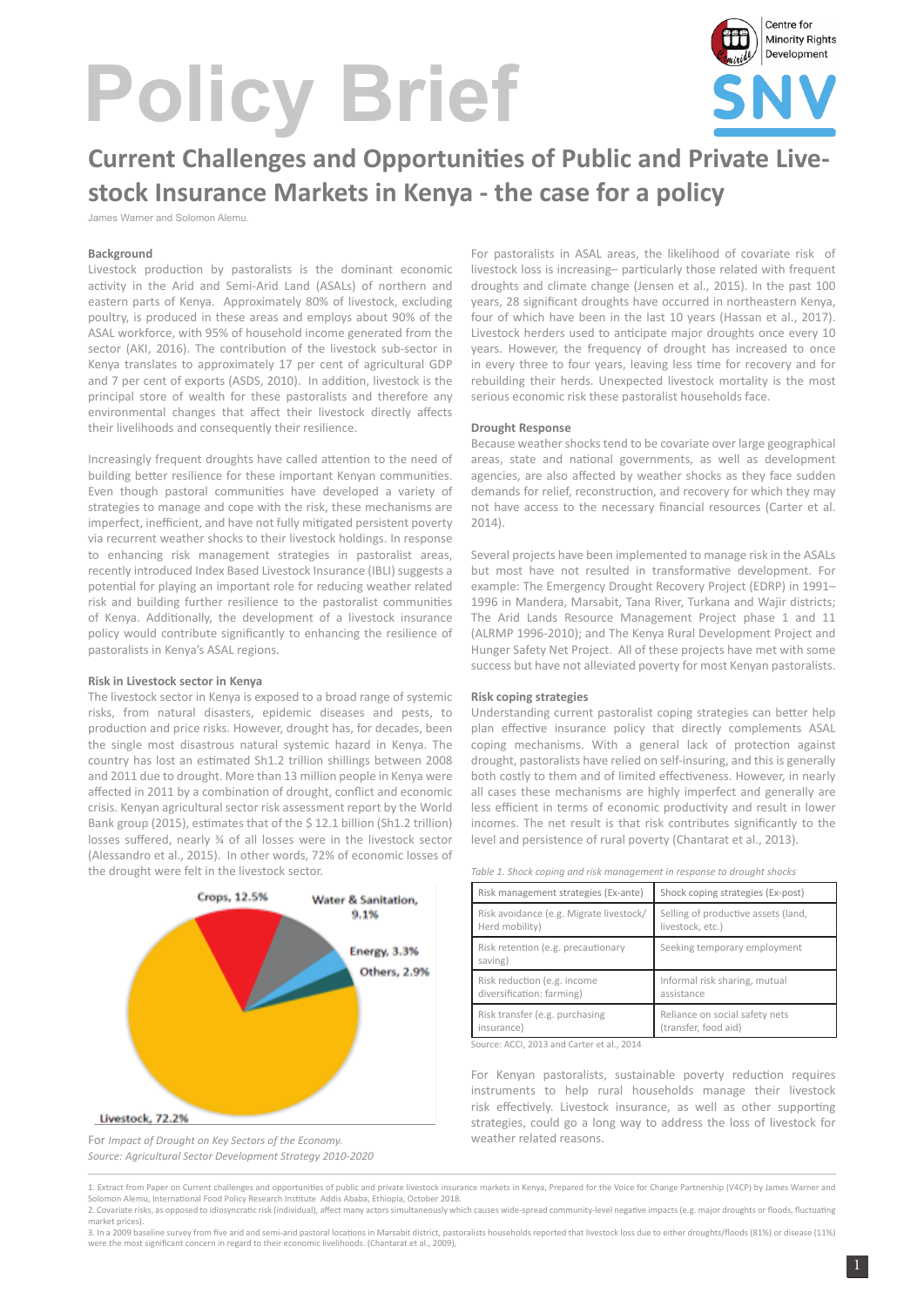# Policy Brief

## Current Challenges and Opportunities of Public and Private Livestock Insurance Markets in Kenya - the case for a policy

James Warner and Solomon Alemu.

### Background

Livestock production by pastoralists is the dominant economic activity in the Arid and Semi-Arid Land (ASALs) of northern and eastern parts of Kenya. Approximately 80% of livestock, excluding poultry, is produced in these areas and employs about 90% of the ASAL workforce, with 95% of household income generated from the sector (AKI, 2016). The contribution of the livestock sub-sector in Kenya translates to approximately 17 per cent of agricultural GDP and 7 per cent of exports (ASDS, 2010). In addition, livestock is the principal store of wealth for these pastoralists and therefore any environmental changes that affect their livestock directly affects their livelihoods and consequently their resilience.

Increasingly frequent droughts have called attention to the need of building better resilience for these important Kenyan communities. Even though pastoral communities have developed a variety of strategies to manage and cope with the risk, these mechanisms are imperfect, inefficient, and have not fully mitigated persistent poverty via recurrent weather shocks to their livestock holdings. In response to enhancing risk management strategies in pastoralist areas, recently introduced Index Based Livestock Insurance (IBLI) suggests a potential for playing an important role for reducing weather related risk and building further resilience to the pastoralist communities of Kenya. Additionally, the development of a livestock insurance policy would contribute significantly to enhancing the resilience of pastoralists in Kenya's ASAL regions.

### Risk in Livestock sector in Kenya

The livestock sector in Kenya is exposed to a broad range of systemic risks, from natural disasters, epidemic diseases and pests, to production and price risks. However, drought has, for decades, been the single most disastrous natural systemic hazard in Kenya. The country has lost an estimated Sh1.2 trillion shillings between 2008 and 2011 due to drought. More than 13 million people in Kenya were affected in 2011 by a combination of drought, conflict and economic crisis. Kenyan agricultural sector risk assessment report by the World Bank group (2015), estimates that of the $ 12.1 billion (Sh1.2 trillion) losses suffered, nearly ¾ of all losses were in the livestock sector (Alessandro et al., 2015). In other words, 72% of economic losses of the drought were felt in the livestock sector.

Crops, 12.5% | Water & Sanitation, 9.1% | Energy, 3.3% | Others, 2.9% | Livestock, 72.2%

For *Impact of Drought on Key Sectors of the Economy.*
*Source: Agricultural Sector Development Strategy 2010-2020*

For pastoralists in ASAL areas, the likelihood of covariate risk of livestock loss is increasing– particularly those related with frequent droughts and climate change (Jensen et al., 2015). In the past 100 years, 28 significant droughts have occurred in northeastern Kenya, four of which have been in the last 10 years (Hassan et al., 2017). Livestock herders used to anticipate major droughts once every 10 years. However, the frequency of drought has increased to once in every three to four years, leaving less time for recovery and for rebuilding their herds. Unexpected livestock mortality is the most serious economic risk these pastoralist households face.

### Drought Response

Because weather shocks tend to be covariate over large geographical areas, state and national governments, as well as development agencies, are also affected by weather shocks as they face sudden demands for relief, reconstruction, and recovery for which they may not have access to the necessary financial resources (Carter et al. 2014).

Several projects have been implemented to manage risk in the ASALs but most have not resulted in transformative development. For example: The Emergency Drought Recovery Project (EDRP) in 1991–1996 in Mandera, Marsabit, Tana River, Turkana and Wajir districts; The Arid Lands Resource Management Project phase 1 and 11 (ALRMP 1996-2010); and The Kenya Rural Development Project and Hunger Safety Net Project. All of these projects have met with some success but have not alleviated poverty for most Kenyan pastoralists.

### Risk coping strategies

Understanding current pastoralist coping strategies can better help plan effective insurance policy that directly complements ASAL coping mechanisms. With a general lack of protection against drought, pastoralists have relied on self-insuring, and this is generally both costly to them and of limited effectiveness. However, in nearly all cases these mechanisms are highly imperfect and generally are less efficient in terms of economic productivity and result in lower incomes. The net result is that risk contributes significantly to the level and persistence of rural poverty (Chantarat et al., 2013).

*Table 1. Shock coping and risk management in response to drought shocks*

| Risk management strategies (Ex-ante) | Shock coping strategies (Ex-post) |
|---|---|
| Risk avoidance (e.g. Migrate livestock/ Herd mobility) | Selling of productive assets (land, livestock, etc.) |
| Risk retention (e.g. precautionary saving) | Seeking temporary employment |
| Risk reduction (e.g. income diversification: farming) | Informal risk sharing, mutual assistance |
| Risk transfer (e.g. purchasing insurance) | Reliance on social safety nets (transfer, food aid) |

Source: ACCI, 2013 and Carter et al., 2014

For Kenyan pastoralists, sustainable poverty reduction requires instruments to help rural households manage their livestock risk effectively. Livestock insurance, as well as other supporting strategies, could go a long way to address the loss of livestock for weather related reasons.

---

1. Extract from Paper on Current challenges and opportunities of public and private livestock insurance markets in Kenya, Prepared for the Voice for Change Partnership (V4CP) by James Warner and Solomon Alemu, International Food Policy Research Institute Addis Ababa, Ethiopia, October 2018.
2. Covariate risks, as opposed to idiosyncratic risk (individual), affect many actors simultaneously which causes wide-spread community-level negative impacts (e.g. major droughts or floods, fluctuating market prices).
3. In a 2009 baseline survey from five arid and semi-arid pastoral locations in Marsabit district, pastoralists households reported that livestock loss due to either droughts/floods (81%) or disease (11%) were the most significant concern in regard to their economic livelihoods. (Chantarat et al., 2009),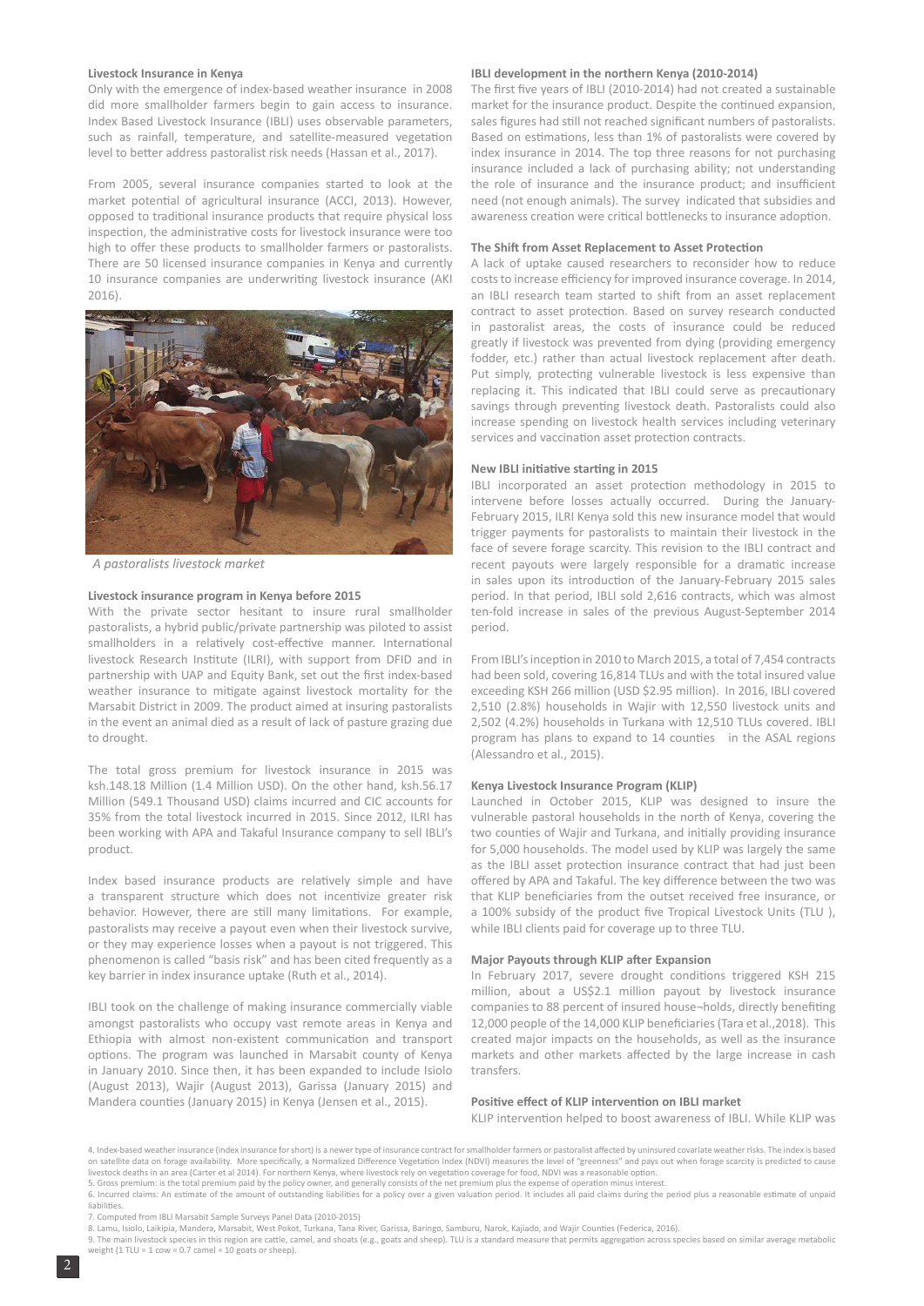### Livestock Insurance in Kenya

Only with the emergence of index-based weather insurance in 2008 did more smallholder farmers begin to gain access to insurance. Index Based Livestock Insurance (IBLI) uses observable parameters, such as rainfall, temperature, and satellite-measured vegetation level to better address pastoralist risk needs (Hassan et al., 2017).

From 2005, several insurance companies started to look at the market potential of agricultural insurance (ACCI, 2013). However, opposed to traditional insurance products that require physical loss inspection, the administrative costs for livestock insurance were too high to offer these products to smallholder farmers or pastoralists. There are 50 licensed insurance companies in Kenya and currently 10 insurance companies are underwriting livestock insurance (AKI 2016).

*A pastoralists livestock market*

### Livestock insurance program in Kenya before 2015

With the private sector hesitant to insure rural smallholder pastoralists, a hybrid public/private partnership was piloted to assist smallholders in a relatively cost-effective manner. International livestock Research Institute (ILRI), with support from DFID and in partnership with UAP and Equity Bank, set out the first index-based weather insurance to mitigate against livestock mortality for the Marsabit District in 2009. The product aimed at insuring pastoralists in the event an animal died as a result of lack of pasture grazing due to drought.

The total gross premium for livestock insurance in 2015 was ksh.148.18 Million (1.4 Million USD). On the other hand, ksh.56.17 Million (549.1 Thousand USD) claims incurred and CIC accounts for 35% from the total livestock incurred in 2015. Since 2012, ILRI has been working with APA and Takaful Insurance company to sell IBLI's product.

Index based insurance products are relatively simple and have a transparent structure which does not incentivize greater risk behavior. However, there are still many limitations. For example, pastoralists may receive a payout even when their livestock survive, or they may experience losses when a payout is not triggered. This phenomenon is called "basis risk" and has been cited frequently as a key barrier in index insurance uptake (Ruth et al., 2014).

IBLI took on the challenge of making insurance commercially viable amongst pastoralists who occupy vast remote areas in Kenya and Ethiopia with almost non-existent communication and transport options. The program was launched in Marsabit county of Kenya in January 2010. Since then, it has been expanded to include Isiolo (August 2013), Wajir (August 2013), Garissa (January 2015) and Mandera counties (January 2015) in Kenya (Jensen et al., 2015).

### IBLI development in the northern Kenya (2010-2014)

The first five years of IBLI (2010-2014) had not created a sustainable market for the insurance product. Despite the continued expansion, sales figures had still not reached significant numbers of pastoralists. Based on estimations, less than 1% of pastoralists were covered by index insurance in 2014. The top three reasons for not purchasing insurance included a lack of purchasing ability; not understanding the role of insurance and the insurance product; and insufficient need (not enough animals). The survey indicated that subsidies and awareness creation were critical bottlenecks to insurance adoption.

### The Shift from Asset Replacement to Asset Protection

A lack of uptake caused researchers to reconsider how to reduce costs to increase efficiency for improved insurance coverage. In 2014, an IBLI research team started to shift from an asset replacement contract to asset protection. Based on survey research conducted in pastoralist areas, the costs of insurance could be reduced greatly if livestock was prevented from dying (providing emergency fodder, etc.) rather than actual livestock replacement after death. Put simply, protecting vulnerable livestock is less expensive than replacing it. This indicated that IBLI could serve as precautionary savings through preventing livestock death. Pastoralists could also increase spending on livestock health services including veterinary services and vaccination asset protection contracts.

### New IBLI initiative starting in 2015

IBLI incorporated an asset protection methodology in 2015 to intervene before losses actually occurred. During the January-February 2015, ILRI Kenya sold this new insurance model that would trigger payments for pastoralists to maintain their livestock in the face of severe forage scarcity. This revision to the IBLI contract and recent payouts were largely responsible for a dramatic increase in sales upon its introduction of the January-February 2015 sales period. In that period, IBLI sold 2,616 contracts, which was almost ten-fold increase in sales of the previous August-September 2014 period.

From IBLI's inception in 2010 to March 2015, a total of 7,454 contracts had been sold, covering 16,814 TLUs and with the total insured value exceeding KSH 266 million (USD $2.95 million). In 2016, IBLI covered 2,510 (2.8%) households in Wajir with 12,550 livestock units and 2,502 (4.2%) households in Turkana with 12,510 TLUs covered. IBLI program has plans to expand to 14 counties in the ASAL regions (Alessandro et al., 2015).

### Kenya Livestock Insurance Program (KLIP)

Launched in October 2015, KLIP was designed to insure the vulnerable pastoral households in the north of Kenya, covering the two counties of Wajir and Turkana, and initially providing insurance for 5,000 households. The model used by KLIP was largely the same as the IBLI asset protection insurance contract that had just been offered by APA and Takaful. The key difference between the two was that KLIP beneficiaries from the outset received free insurance, or a 100% subsidy of the product five Tropical Livestock Units (TLU ), while IBLI clients paid for coverage up to three TLU.

### Major Payouts through KLIP after Expansion

In February 2017, severe drought conditions triggered KSH 215 million, about a US$2.1 million payout by livestock insurance companies to 88 percent of insured house¬holds, directly benefiting 12,000 people of the 14,000 KLIP beneficiaries (Tara et al.,2018). This created major impacts on the households, as well as the insurance markets and other markets affected by the large increase in cash transfers.

### Positive effect of KLIP intervention on IBLI market

KLIP intervention helped to boost awareness of IBLI. While KLIP was

---

4. Index-based weather insurance (index insurance for short) is a newer type of insurance contract for smallholder farmers or pastoralist affected by uninsured covariate weather risks. The index is based on satellite data on forage availability. More specifically, a Normalized Difference Vegetation Index (NDVI) measures the level of "greenness" and pays out when forage scarcity is predicted to cause livestock deaths in an area (Carter et al 2014). For northern Kenya, where livestock rely on vegetation coverage for food, NDVI was a reasonable option.
5. Gross premium: is the total premium paid by the policy owner, and generally consists of the net premium plus the expense of operation minus interest.
6. Incurred claims: An estimate of the amount of outstanding liabilities for a policy over a given valuation period. It includes all paid claims during the period plus a reasonable estimate of unpaid liabilities.
7. Computed from IBLI Marsabit Sample Surveys Panel Data (2010-2015)
8. Lamu, Isiolo, Laikipia, Mandera, Marsabit, West Pokot, Turkana, Tana River, Garissa, Baringo, Samburu, Narok, Kajiado, and Wajir Counties (Federica, 2016).
9. The main livestock species in this region are cattle, camel, and shoats (e.g., goats and sheep). TLU is a standard measure that permits aggregation across species based on similar average metabolic weight (1 TLU = 1 cow = 0.7 camel = 10 goats or sheep).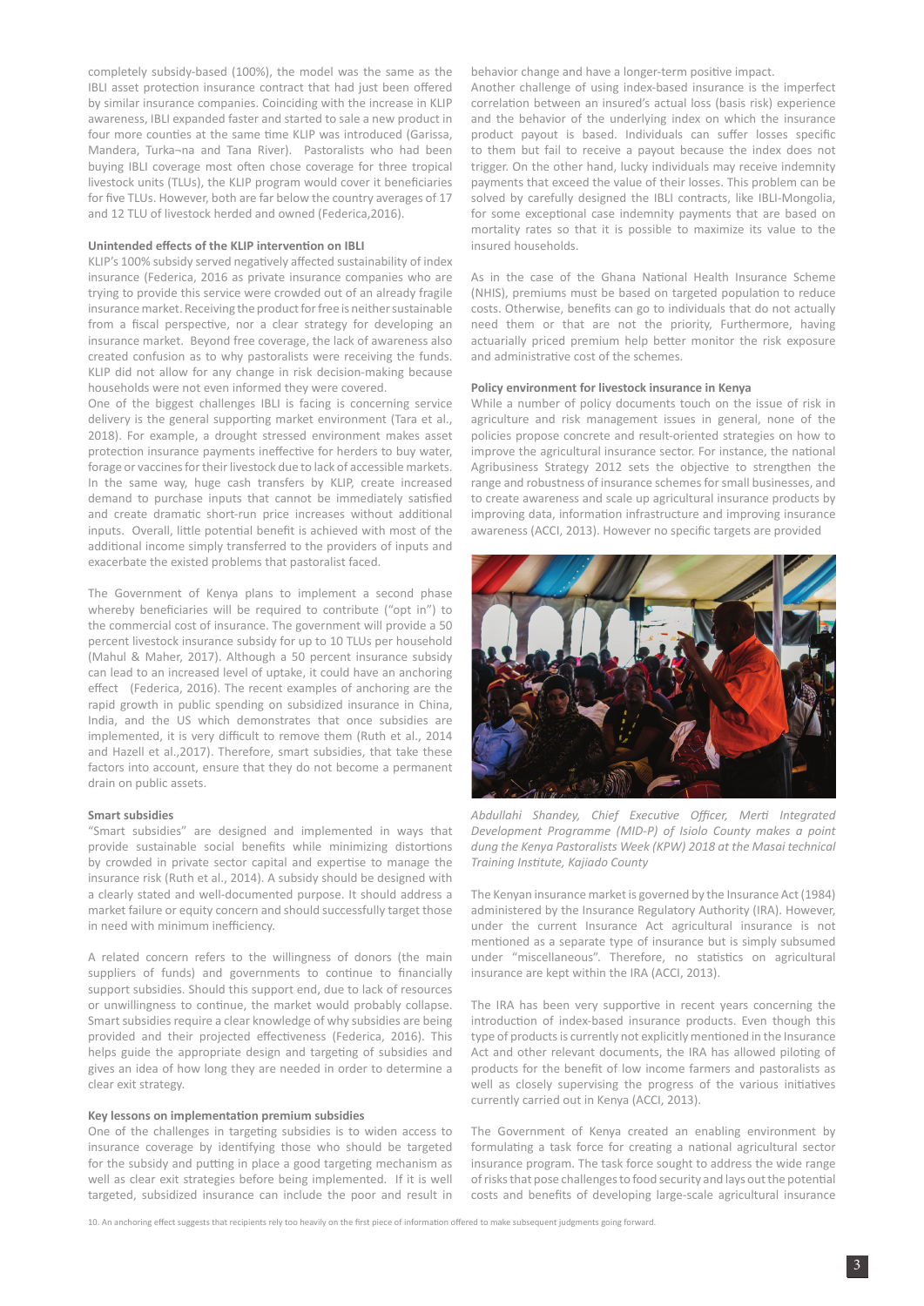completely subsidy-based (100%), the model was the same as the IBLI asset protection insurance contract that had just been offered by similar insurance companies. Coinciding with the increase in KLIP awareness, IBLI expanded faster and started to sale a new product in four more counties at the same time KLIP was introduced (Garissa, Mandera, Turka¬na and Tana River). Pastoralists who had been buying IBLI coverage most often chose coverage for three tropical livestock units (TLUs), the KLIP program would cover it beneficiaries for five TLUs. However, both are far below the country averages of 17 and 12 TLU of livestock herded and owned (Federica,2016).

### Unintended effects of the KLIP intervention on IBLI

KLIP's 100% subsidy served negatively affected sustainability of index insurance (Federica, 2016 as private insurance companies who are trying to provide this service were crowded out of an already fragile insurance market. Receiving the product for free is neither sustainable from a fiscal perspective, nor a clear strategy for developing an insurance market. Beyond free coverage, the lack of awareness also created confusion as to why pastoralists were receiving the funds. KLIP did not allow for any change in risk decision-making because households were not even informed they were covered.

One of the biggest challenges IBLI is facing is concerning service delivery is the general supporting market environment (Tara et al., 2018). For example, a drought stressed environment makes asset protection insurance payments ineffective for herders to buy water, forage or vaccines for their livestock due to lack of accessible markets. In the same way, huge cash transfers by KLIP, create increased demand to purchase inputs that cannot be immediately satisfied and create dramatic short-run price increases without additional inputs. Overall, little potential benefit is achieved with most of the additional income simply transferred to the providers of inputs and exacerbate the existed problems that pastoralist faced.

The Government of Kenya plans to implement a second phase whereby beneficiaries will be required to contribute ("opt in") to the commercial cost of insurance. The government will provide a 50 percent livestock insurance subsidy for up to 10 TLUs per household (Mahul & Maher, 2017). Although a 50 percent insurance subsidy can lead to an increased level of uptake, it could have an anchoring effect (Federica, 2016). The recent examples of anchoring are the rapid growth in public spending on subsidized insurance in China, India, and the US which demonstrates that once subsidies are implemented, it is very difficult to remove them (Ruth et al., 2014 and Hazell et al.,2017). Therefore, smart subsidies, that take these factors into account, ensure that they do not become a permanent drain on public assets.

### Smart subsidies

"Smart subsidies" are designed and implemented in ways that provide sustainable social benefits while minimizing distortions by crowded in private sector capital and expertise to manage the insurance risk (Ruth et al., 2014). A subsidy should be designed with a clearly stated and well-documented purpose. It should address a market failure or equity concern and should successfully target those in need with minimum inefficiency.

A related concern refers to the willingness of donors (the main suppliers of funds) and governments to continue to financially support subsidies. Should this support end, due to lack of resources or unwillingness to continue, the market would probably collapse. Smart subsidies require a clear knowledge of why subsidies are being provided and their projected effectiveness (Federica, 2016). This helps guide the appropriate design and targeting of subsidies and gives an idea of how long they are needed in order to determine a clear exit strategy.

### Key lessons on implementation premium subsidies

One of the challenges in targeting subsidies is to widen access to insurance coverage by identifying those who should be targeted for the subsidy and putting in place a good targeting mechanism as well as clear exit strategies before being implemented. If it is well targeted, subsidized insurance can include the poor and result in behavior change and have a longer-term positive impact.

Another challenge of using index-based insurance is the imperfect correlation between an insured's actual loss (basis risk) experience and the behavior of the underlying index on which the insurance product payout is based. Individuals can suffer losses specific to them but fail to receive a payout because the index does not trigger. On the other hand, lucky individuals may receive indemnity payments that exceed the value of their losses. This problem can be solved by carefully designed the IBLI contracts, like IBLI-Mongolia, for some exceptional case indemnity payments that are based on mortality rates so that it is possible to maximize its value to the insured households.

As in the case of the Ghana National Health Insurance Scheme (NHIS), premiums must be based on targeted population to reduce costs. Otherwise, benefits can go to individuals that do not actually need them or that are not the priority, Furthermore, having actuarially priced premium help better monitor the risk exposure and administrative cost of the schemes.

### Policy environment for livestock insurance in Kenya

While a number of policy documents touch on the issue of risk in agriculture and risk management issues in general, none of the policies propose concrete and result-oriented strategies on how to improve the agricultural insurance sector. For instance, the national Agribusiness Strategy 2012 sets the objective to strengthen the range and robustness of insurance schemes for small businesses, and to create awareness and scale up agricultural insurance products by improving data, information infrastructure and improving insurance awareness (ACCI, 2013). However no specific targets are provided

*Abdullahi Shandey, Chief Executive Officer, Merti Integrated Development Programme (MID-P) of Isiolo County makes a point dung the Kenya Pastoralists Week (KPW) 2018 at the Masai technical Training Institute, Kajiado County*

The Kenyan insurance market is governed by the Insurance Act (1984) administered by the Insurance Regulatory Authority (IRA). However, under the current Insurance Act agricultural insurance is not mentioned as a separate type of insurance but is simply subsumed under "miscellaneous". Therefore, no statistics on agricultural insurance are kept within the IRA (ACCI, 2013).

The IRA has been very supportive in recent years concerning the introduction of index-based insurance products. Even though this type of products is currently not explicitly mentioned in the Insurance Act and other relevant documents, the IRA has allowed piloting of products for the benefit of low income farmers and pastoralists as well as closely supervising the progress of the various initiatives currently carried out in Kenya (ACCI, 2013).

The Government of Kenya created an enabling environment by formulating a task force for creating a national agricultural sector insurance program. The task force sought to address the wide range of risks that pose challenges to food security and lays out the potential costs and benefits of developing large-scale agricultural insurance

10. An anchoring effect suggests that recipients rely too heavily on the first piece of information offered to make subsequent judgments going forward.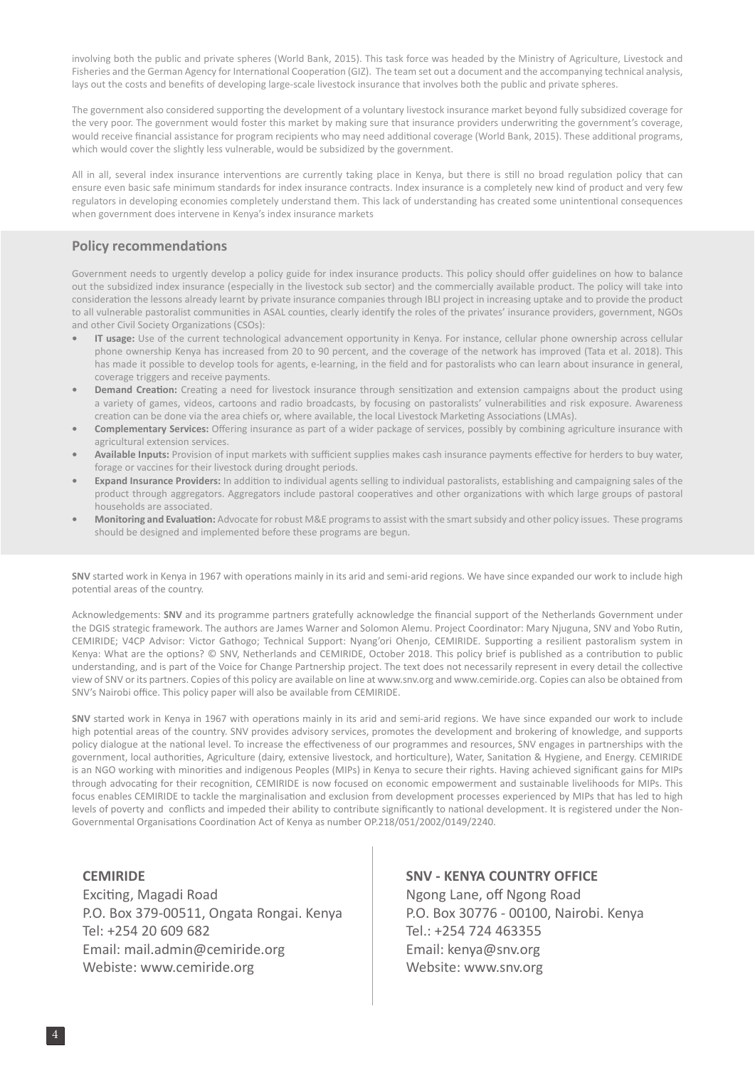involving both the public and private spheres (World Bank, 2015). This task force was headed by the Ministry of Agriculture, Livestock and Fisheries and the German Agency for International Cooperation (GIZ). The team set out a document and the accompanying technical analysis, lays out the costs and benefits of developing large-scale livestock insurance that involves both the public and private spheres.

The government also considered supporting the development of a voluntary livestock insurance market beyond fully subsidized coverage for the very poor. The government would foster this market by making sure that insurance providers underwriting the government's coverage, would receive financial assistance for program recipients who may need additional coverage (World Bank, 2015). These additional programs, which would cover the slightly less vulnerable, would be subsidized by the government.

All in all, several index insurance interventions are currently taking place in Kenya, but there is still no broad regulation policy that can ensure even basic safe minimum standards for index insurance contracts. Index insurance is a completely new kind of product and very few regulators in developing economies completely understand them. This lack of understanding has created some unintentional consequences when government does intervene in Kenya's index insurance markets

## Policy recommendations

Government needs to urgently develop a policy guide for index insurance products. This policy should offer guidelines on how to balance out the subsidized index insurance (especially in the livestock sub sector) and the commercially available product. The policy will take into consideration the lessons already learnt by private insurance companies through IBLI project in increasing uptake and to provide the product to all vulnerable pastoralist communities in ASAL counties, clearly identify the roles of the privates' insurance providers, government, NGOs and other Civil Society Organizations (CSOs):

- **IT usage:** Use of the current technological advancement opportunity in Kenya. For instance, cellular phone ownership across cellular phone ownership Kenya has increased from 20 to 90 percent, and the coverage of the network has improved (Tata et al. 2018). This has made it possible to develop tools for agents, e-learning, in the field and for pastoralists who can learn about insurance in general, coverage triggers and receive payments.
- **Demand Creation:** Creating a need for livestock insurance through sensitization and extension campaigns about the product using a variety of games, videos, cartoons and radio broadcasts, by focusing on pastoralists' vulnerabilities and risk exposure. Awareness creation can be done via the area chiefs or, where available, the local Livestock Marketing Associations (LMAs).
- **Complementary Services:** Offering insurance as part of a wider package of services, possibly by combining agriculture insurance with agricultural extension services.
- **Available Inputs:** Provision of input markets with sufficient supplies makes cash insurance payments effective for herders to buy water, forage or vaccines for their livestock during drought periods.
- **Expand Insurance Providers:** In addition to individual agents selling to individual pastoralists, establishing and campaigning sales of the product through aggregators. Aggregators include pastoral cooperatives and other organizations with which large groups of pastoral households are associated.
- **Monitoring and Evaluation:** Advocate for robust M&E programs to assist with the smart subsidy and other policy issues. These programs should be designed and implemented before these programs are begun.

**SNV** started work in Kenya in 1967 with operations mainly in its arid and semi-arid regions. We have since expanded our work to include high potential areas of the country.

Acknowledgements: **SNV** and its programme partners gratefully acknowledge the financial support of the Netherlands Government under the DGIS strategic framework. The authors are James Warner and Solomon Alemu. Project Coordinator: Mary Njuguna, SNV and Yobo Rutin, CEMIRIDE; V4CP Advisor: Victor Gathogo; Technical Support: Nyang'ori Ohenjo, CEMIRIDE. Supporting a resilient pastoralism system in Kenya: What are the options? © SNV, Netherlands and CEMIRIDE, October 2018. This policy brief is published as a contribution to public understanding, and is part of the Voice for Change Partnership project. The text does not necessarily represent in every detail the collective view of SNV or its partners. Copies of this policy are available on line at www.snv.org and www.cemiride.org. Copies can also be obtained from SNV's Nairobi office. This policy paper will also be available from CEMIRIDE.

**SNV** started work in Kenya in 1967 with operations mainly in its arid and semi-arid regions. We have since expanded our work to include high potential areas of the country. SNV provides advisory services, promotes the development and brokering of knowledge, and supports policy dialogue at the national level. To increase the effectiveness of our programmes and resources, SNV engages in partnerships with the government, local authorities, Agriculture (dairy, extensive livestock, and horticulture), Water, Sanitation & Hygiene, and Energy. CEMIRIDE is an NGO working with minorities and indigenous Peoples (MIPs) in Kenya to secure their rights. Having achieved significant gains for MIPs through advocating for their recognition, CEMIRIDE is now focused on economic empowerment and sustainable livelihoods for MIPs. This focus enables CEMIRIDE to tackle the marginalisation and exclusion from development processes experienced by MIPs that has led to high levels of poverty and conflicts and impeded their ability to contribute significantly to national development. It is registered under the Non-Governmental Organisations Coordination Act of Kenya as number OP.218/051/2002/0149/2240.

**CEMIRIDE**
Exciting, Magadi Road
P.O. Box 379-00511, Ongata Rongai. Kenya
Tel: +254 20 609 682
Email: mail.admin@cemiride.org
Webiste: www.cemiride.org

**SNV - KENYA COUNTRY OFFICE**
Ngong Lane, off Ngong Road
P.O. Box 30776 - 00100, Nairobi. Kenya
Tel.: +254 724 463355
Email: kenya@snv.org
Website: www.snv.org